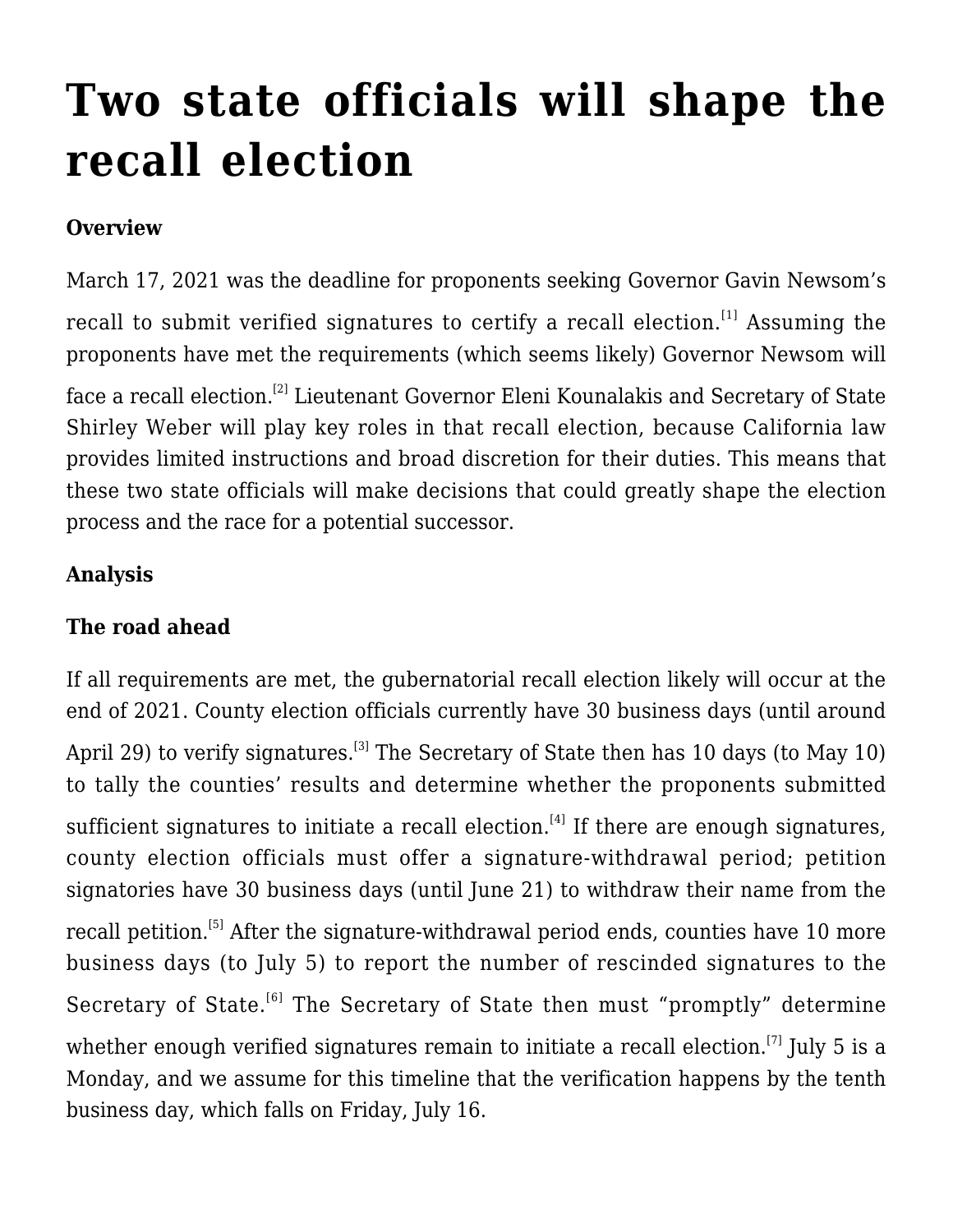# Two state officials will shape the recall election

**Overview**

March 17, 2021 was the deadline for proponents seeking Governor Gavin Newsom's recall to submit verified signatures to certify a recall election.[1] Assuming the proponents have met the requirements (which seems likely) Governor Newsom will face a recall election.[2] Lieutenant Governor Eleni Kounalakis and Secretary of State Shirley Weber will play key roles in that recall election, because California law provides limited instructions and broad discretion for their duties. This means that these two state officials will make decisions that could greatly shape the election process and the race for a potential successor.

**Analysis**

**The road ahead**

If all requirements are met, the gubernatorial recall election likely will occur at the end of 2021. County election officials currently have 30 business days (until around April 29) to verify signatures.[3] The Secretary of State then has 10 days (to May 10) to tally the counties' results and determine whether the proponents submitted sufficient signatures to initiate a recall election.[4] If there are enough signatures, county election officials must offer a signature-withdrawal period; petition signatories have 30 business days (until June 21) to withdraw their name from the recall petition.[5] After the signature-withdrawal period ends, counties have 10 more business days (to July 5) to report the number of rescinded signatures to the Secretary of State.[6] The Secretary of State then must "promptly" determine whether enough verified signatures remain to initiate a recall election.[7] July 5 is a Monday, and we assume for this timeline that the verification happens by the tenth business day, which falls on Friday, July 16.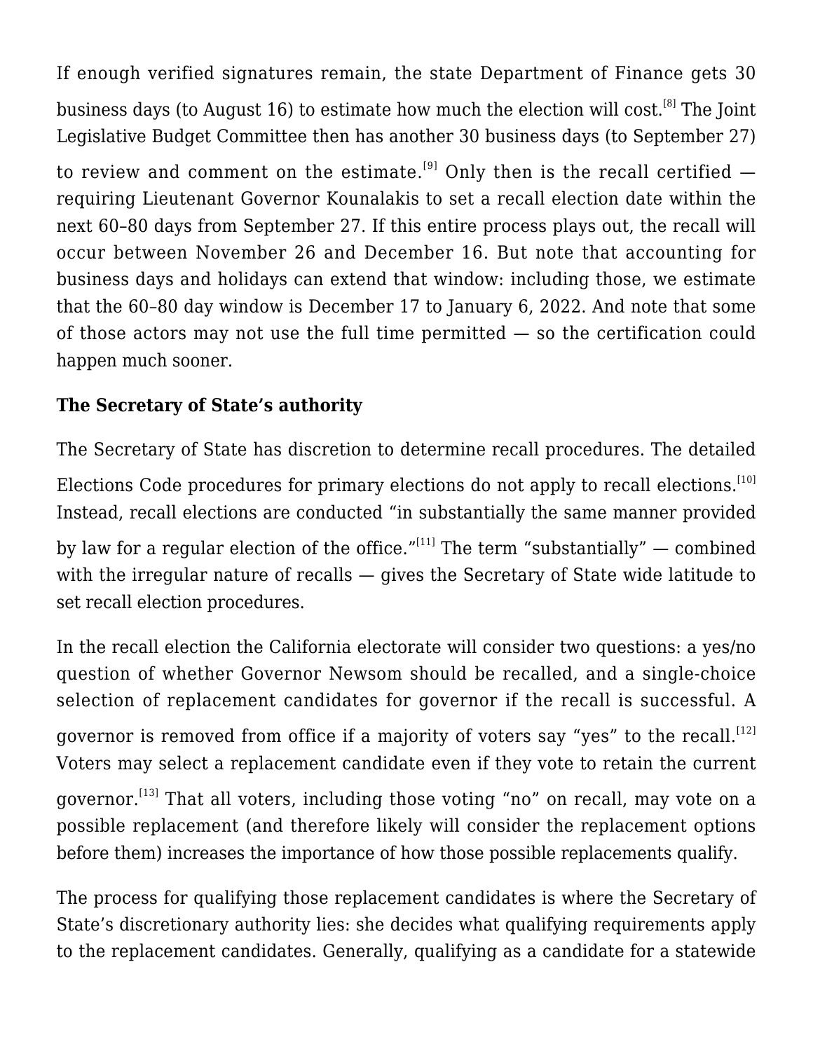If enough verified signatures remain, the state Department of Finance gets 30 business days (to August 16) to estimate how much the election will cost.[8] The Joint Legislative Budget Committee then has another 30 business days (to September 27) to review and comment on the estimate.[9] Only then is the recall certified — requiring Lieutenant Governor Kounalakis to set a recall election date within the next 60–80 days from September 27. If this entire process plays out, the recall will occur between November 26 and December 16. But note that accounting for business days and holidays can extend that window: including those, we estimate that the 60–80 day window is December 17 to January 6, 2022. And note that some of those actors may not use the full time permitted — so the certification could happen much sooner.

**The Secretary of State's authority**

The Secretary of State has discretion to determine recall procedures. The detailed Elections Code procedures for primary elections do not apply to recall elections.[10] Instead, recall elections are conducted "in substantially the same manner provided by law for a regular election of the office."[11] The term "substantially" — combined with the irregular nature of recalls — gives the Secretary of State wide latitude to set recall election procedures.

In the recall election the California electorate will consider two questions: a yes/no question of whether Governor Newsom should be recalled, and a single-choice selection of replacement candidates for governor if the recall is successful. A governor is removed from office if a majority of voters say "yes" to the recall.[12] Voters may select a replacement candidate even if they vote to retain the current governor.[13] That all voters, including those voting "no" on recall, may vote on a possible replacement (and therefore likely will consider the replacement options before them) increases the importance of how those possible replacements qualify.

The process for qualifying those replacement candidates is where the Secretary of State's discretionary authority lies: she decides what qualifying requirements apply to the replacement candidates. Generally, qualifying as a candidate for a statewide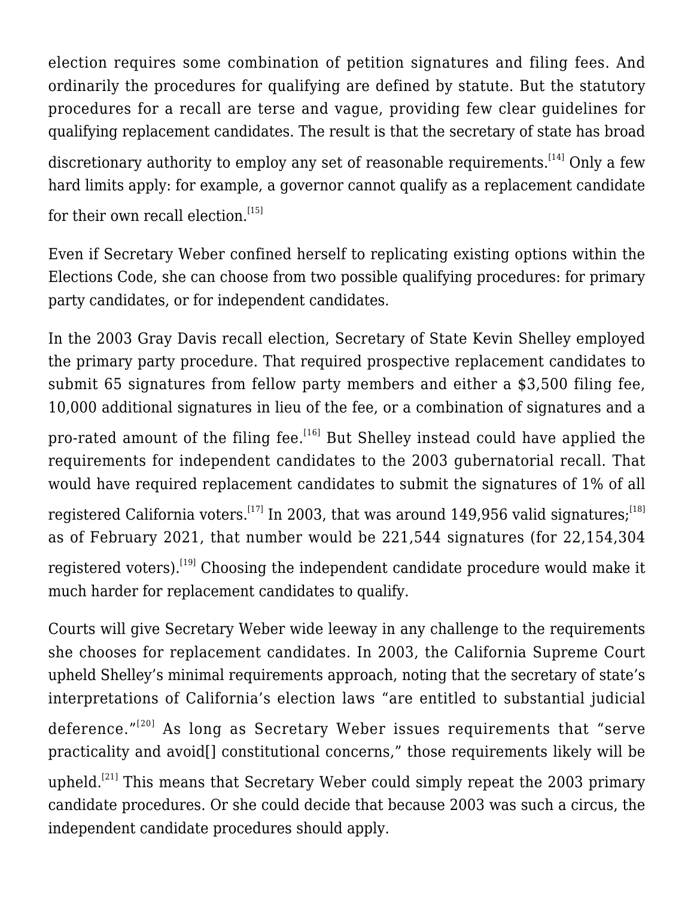election requires some combination of petition signatures and filing fees. And ordinarily the procedures for qualifying are defined by statute. But the statutory procedures for a recall are terse and vague, providing few clear guidelines for qualifying replacement candidates. The result is that the secretary of state has broad discretionary authority to employ any set of reasonable requirements.[14] Only a few hard limits apply: for example, a governor cannot qualify as a replacement candidate for their own recall election.[15]

Even if Secretary Weber confined herself to replicating existing options within the Elections Code, she can choose from two possible qualifying procedures: for primary party candidates, or for independent candidates.

In the 2003 Gray Davis recall election, Secretary of State Kevin Shelley employed the primary party procedure. That required prospective replacement candidates to submit 65 signatures from fellow party members and either a $3,500 filing fee, 10,000 additional signatures in lieu of the fee, or a combination of signatures and a pro-rated amount of the filing fee.[16] But Shelley instead could have applied the requirements for independent candidates to the 2003 gubernatorial recall. That would have required replacement candidates to submit the signatures of 1% of all registered California voters.[17] In 2003, that was around 149,956 valid signatures;[18] as of February 2021, that number would be 221,544 signatures (for 22,154,304 registered voters).[19] Choosing the independent candidate procedure would make it much harder for replacement candidates to qualify.

Courts will give Secretary Weber wide leeway in any challenge to the requirements she chooses for replacement candidates. In 2003, the California Supreme Court upheld Shelley's minimal requirements approach, noting that the secretary of state's interpretations of California's election laws "are entitled to substantial judicial deference."[20] As long as Secretary Weber issues requirements that "serve practicality and avoid[] constitutional concerns," those requirements likely will be upheld.[21] This means that Secretary Weber could simply repeat the 2003 primary candidate procedures. Or she could decide that because 2003 was such a circus, the independent candidate procedures should apply.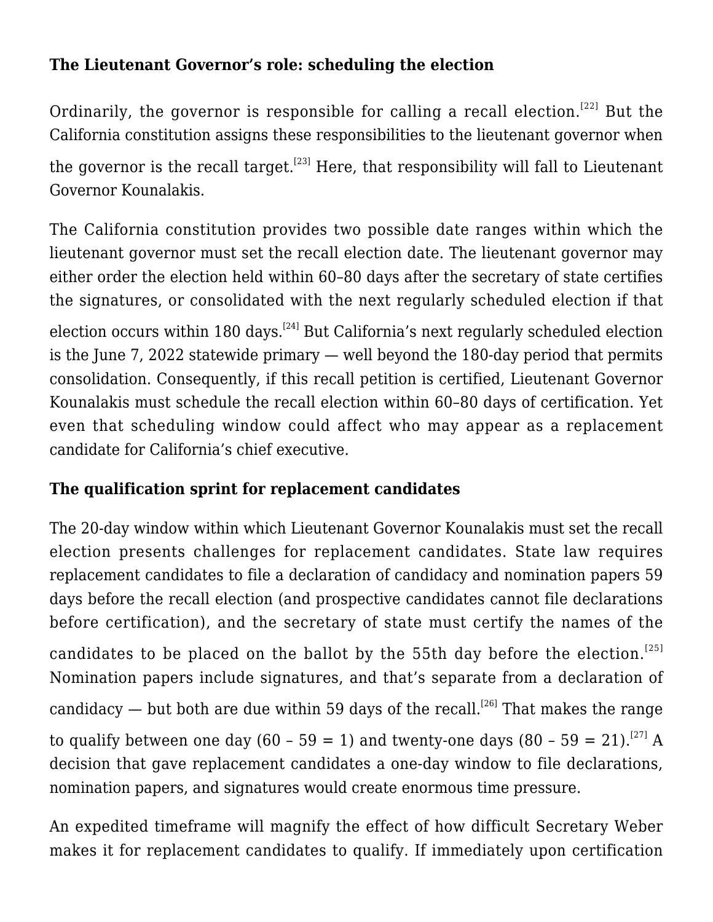**The Lieutenant Governor's role: scheduling the election**

Ordinarily, the governor is responsible for calling a recall election.[22] But the California constitution assigns these responsibilities to the lieutenant governor when the governor is the recall target.[23] Here, that responsibility will fall to Lieutenant Governor Kounalakis.

The California constitution provides two possible date ranges within which the lieutenant governor must set the recall election date. The lieutenant governor may either order the election held within 60–80 days after the secretary of state certifies the signatures, or consolidated with the next regularly scheduled election if that election occurs within 180 days.[24] But California's next regularly scheduled election is the June 7, 2022 statewide primary — well beyond the 180-day period that permits consolidation. Consequently, if this recall petition is certified, Lieutenant Governor Kounalakis must schedule the recall election within 60–80 days of certification. Yet even that scheduling window could affect who may appear as a replacement candidate for California's chief executive.

**The qualification sprint for replacement candidates**

The 20-day window within which Lieutenant Governor Kounalakis must set the recall election presents challenges for replacement candidates. State law requires replacement candidates to file a declaration of candidacy and nomination papers 59 days before the recall election (and prospective candidates cannot file declarations before certification), and the secretary of state must certify the names of the candidates to be placed on the ballot by the 55th day before the election.[25] Nomination papers include signatures, and that's separate from a declaration of candidacy — but both are due within 59 days of the recall.[26] That makes the range to qualify between one day (60 – 59 = 1) and twenty-one days (80 – 59 = 21).[27] A decision that gave replacement candidates a one-day window to file declarations, nomination papers, and signatures would create enormous time pressure.

An expedited timeframe will magnify the effect of how difficult Secretary Weber makes it for replacement candidates to qualify. If immediately upon certification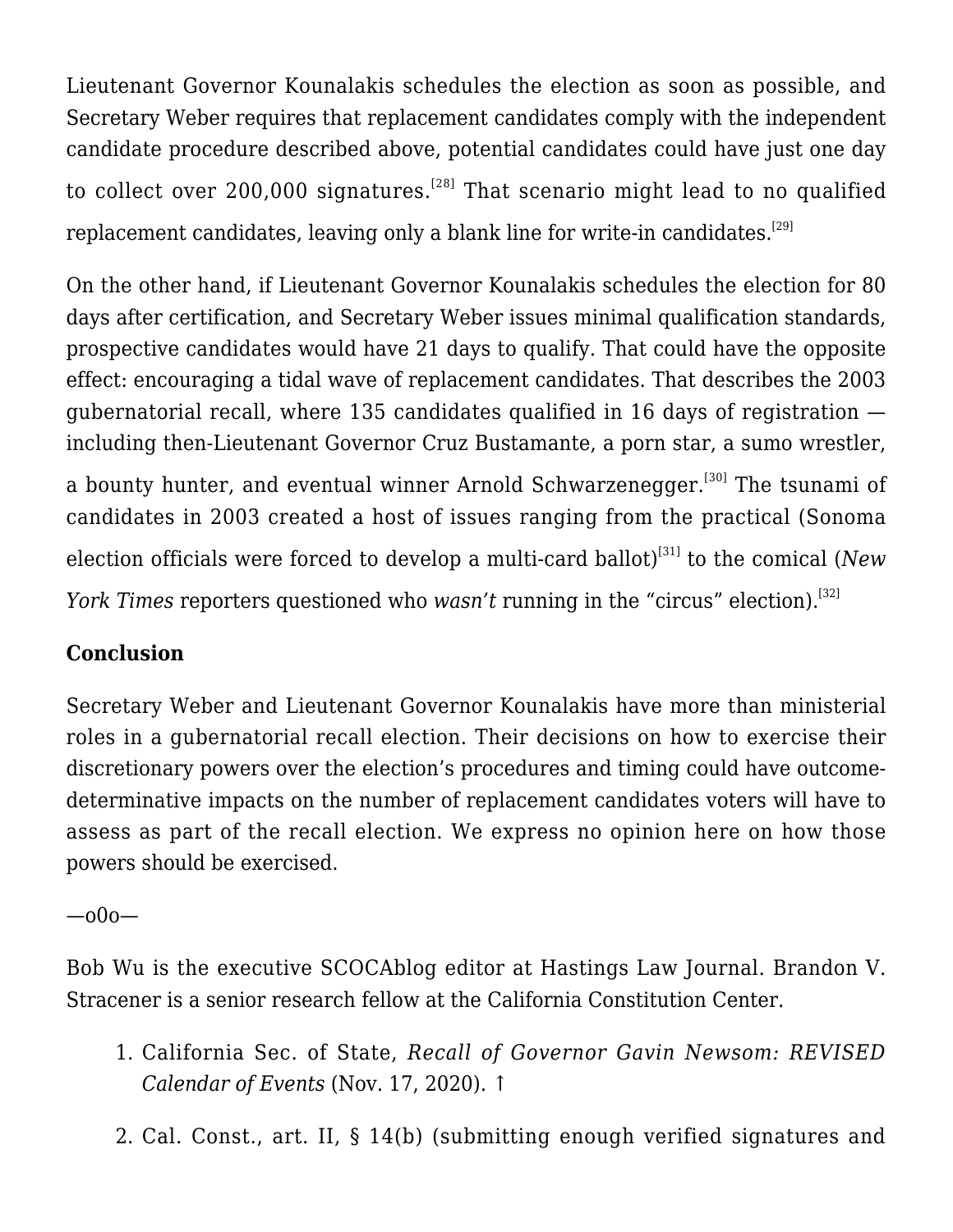Lieutenant Governor Kounalakis schedules the election as soon as possible, and Secretary Weber requires that replacement candidates comply with the independent candidate procedure described above, potential candidates could have just one day to collect over 200,000 signatures.[28] That scenario might lead to no qualified replacement candidates, leaving only a blank line for write-in candidates.[29]

On the other hand, if Lieutenant Governor Kounalakis schedules the election for 80 days after certification, and Secretary Weber issues minimal qualification standards, prospective candidates would have 21 days to qualify. That could have the opposite effect: encouraging a tidal wave of replacement candidates. That describes the 2003 gubernatorial recall, where 135 candidates qualified in 16 days of registration — including then-Lieutenant Governor Cruz Bustamante, a porn star, a sumo wrestler, a bounty hunter, and eventual winner Arnold Schwarzenegger.[30] The tsunami of candidates in 2003 created a host of issues ranging from the practical (Sonoma election officials were forced to develop a multi-card ballot)[31] to the comical (*New York Times* reporters questioned who *wasn't* running in the "circus" election).[32]

**Conclusion**

Secretary Weber and Lieutenant Governor Kounalakis have more than ministerial roles in a gubernatorial recall election. Their decisions on how to exercise their discretionary powers over the election's procedures and timing could have outcome-determinative impacts on the number of replacement candidates voters will have to assess as part of the recall election. We express no opinion here on how those powers should be exercised.

—o0o—

Bob Wu is the executive SCOCAblog editor at Hastings Law Journal. Brandon V. Stracener is a senior research fellow at the California Constitution Center.

1. California Sec. of State, *Recall of Governor Gavin Newsom: REVISED Calendar of Events* (Nov. 17, 2020). ↑
2. Cal. Const., art. II, § 14(b) (submitting enough verified signatures and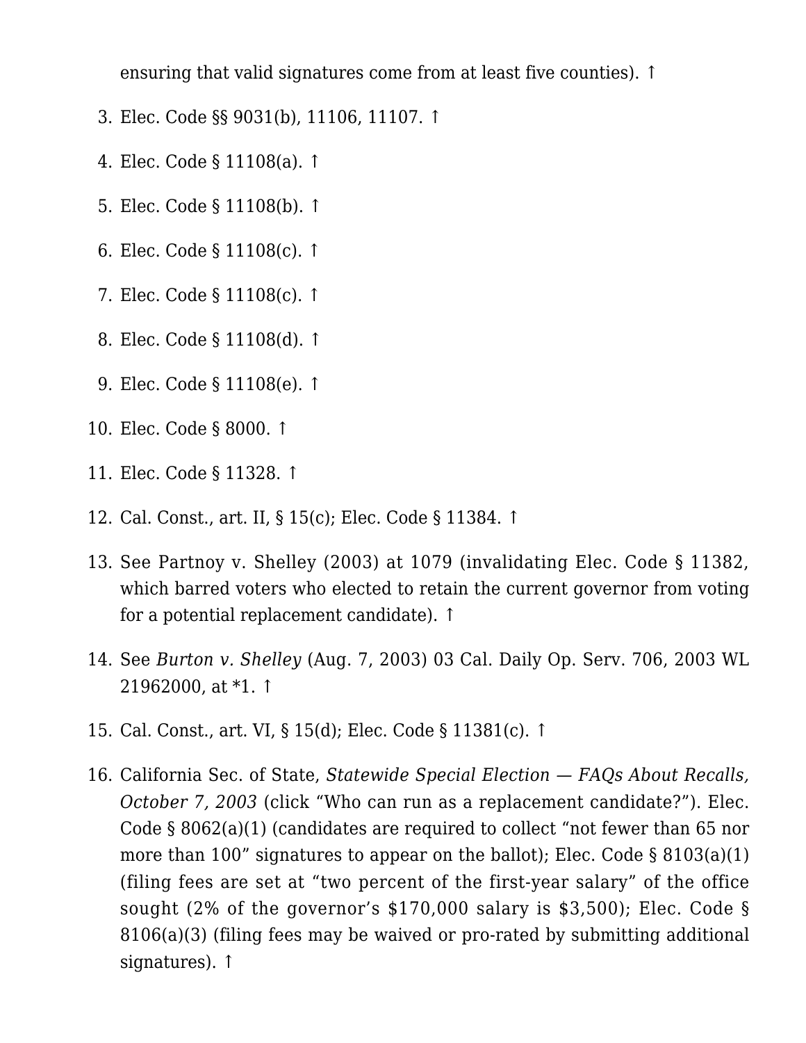ensuring that valid signatures come from at least five counties). ↑

3. Elec. Code §§ 9031(b), 11106, 11107. ↑
4. Elec. Code § 11108(a). ↑
5. Elec. Code § 11108(b). ↑
6. Elec. Code § 11108(c). ↑
7. Elec. Code § 11108(c). ↑
8. Elec. Code § 11108(d). ↑
9. Elec. Code § 11108(e). ↑
10. Elec. Code § 8000. ↑
11. Elec. Code § 11328. ↑
12. Cal. Const., art. II, § 15(c); Elec. Code § 11384. ↑
13. See Partnoy v. Shelley (2003) at 1079 (invalidating Elec. Code § 11382, which barred voters who elected to retain the current governor from voting for a potential replacement candidate). ↑
14. See *Burton v. Shelley* (Aug. 7, 2003) 03 Cal. Daily Op. Serv. 706, 2003 WL 21962000, at *1. ↑
15. Cal. Const., art. VI, § 15(d); Elec. Code § 11381(c). ↑
16. California Sec. of State, *Statewide Special Election — FAQs About Recalls, October 7, 2003* (click "Who can run as a replacement candidate?"). Elec. Code § 8062(a)(1) (candidates are required to collect "not fewer than 65 nor more than 100" signatures to appear on the ballot); Elec. Code § 8103(a)(1) (filing fees are set at "two percent of the first-year salary" of the office sought (2% of the governor's $170,000 salary is $3,500); Elec. Code § 8106(a)(3) (filing fees may be waived or pro-rated by submitting additional signatures). ↑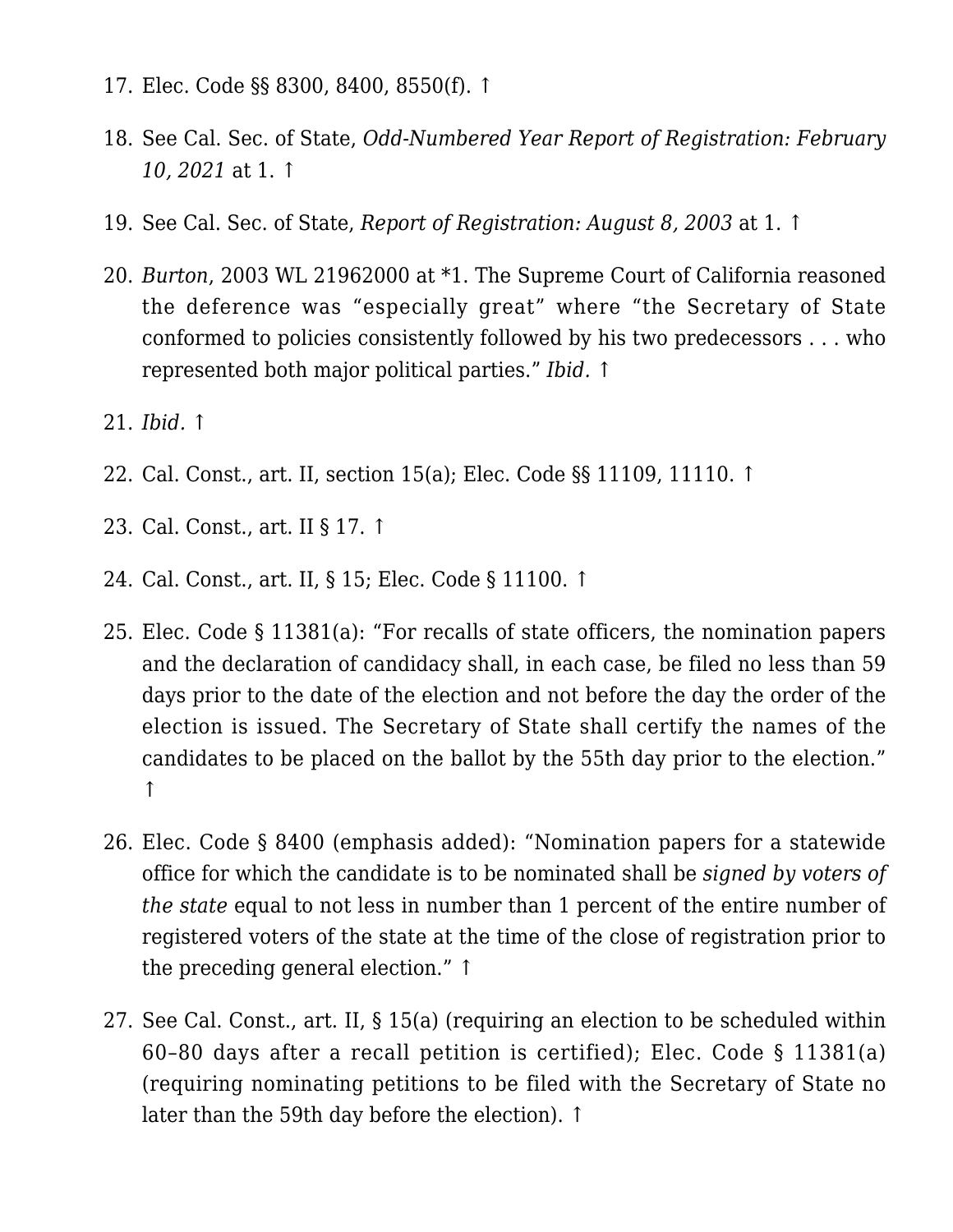17. Elec. Code §§ 8300, 8400, 8550(f). ↑

18. See Cal. Sec. of State, *Odd-Numbered Year Report of Registration: February 10, 2021* at 1. ↑

19. See Cal. Sec. of State, *Report of Registration: August 8, 2003* at 1. ↑

20. *Burton*, 2003 WL 21962000 at *1. The Supreme Court of California reasoned the deference was "especially great" where "the Secretary of State conformed to policies consistently followed by his two predecessors . . . who represented both major political parties." *Ibid.* ↑

21. *Ibid.* ↑

22. Cal. Const., art. II, section 15(a); Elec. Code §§ 11109, 11110. ↑

23. Cal. Const., art. II § 17. ↑

24. Cal. Const., art. II, § 15; Elec. Code § 11100. ↑

25. Elec. Code § 11381(a): "For recalls of state officers, the nomination papers and the declaration of candidacy shall, in each case, be filed no less than 59 days prior to the date of the election and not before the day the order of the election is issued. The Secretary of State shall certify the names of the candidates to be placed on the ballot by the 55th day prior to the election." ↑

26. Elec. Code § 8400 (emphasis added): "Nomination papers for a statewide office for which the candidate is to be nominated shall be *signed by voters of the state* equal to not less in number than 1 percent of the entire number of registered voters of the state at the time of the close of registration prior to the preceding general election." ↑

27. See Cal. Const., art. II, § 15(a) (requiring an election to be scheduled within 60–80 days after a recall petition is certified); Elec. Code § 11381(a) (requiring nominating petitions to be filed with the Secretary of State no later than the 59th day before the election). ↑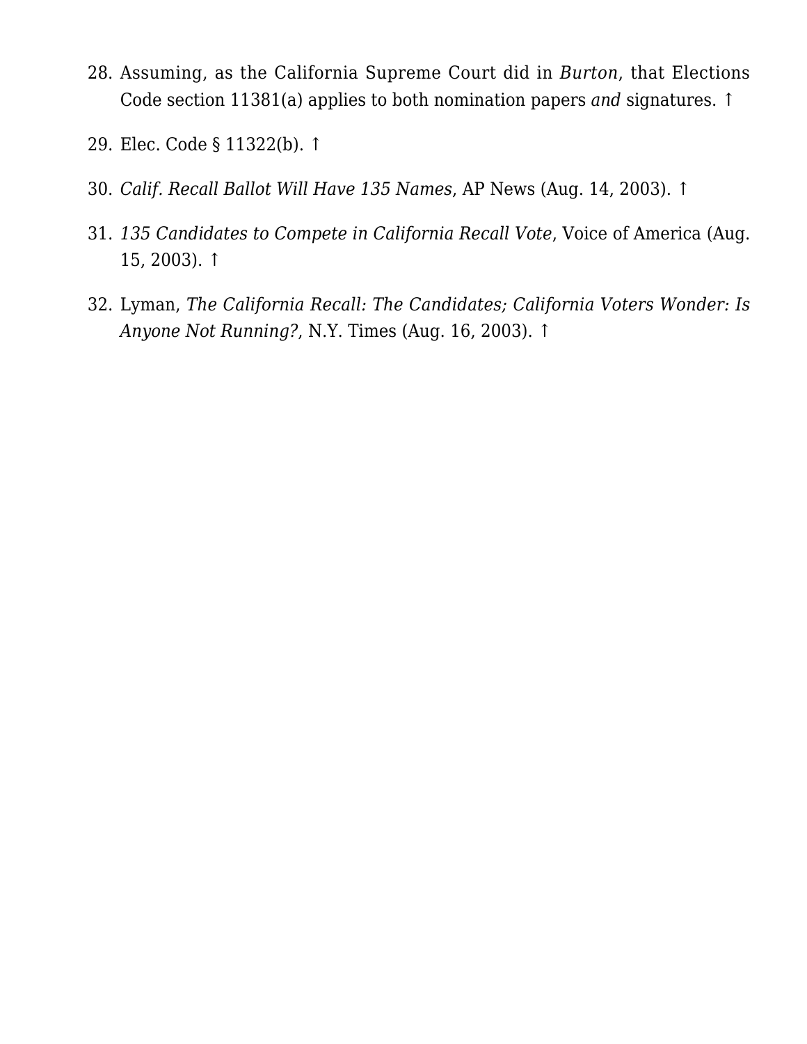28. Assuming, as the California Supreme Court did in *Burton*, that Elections Code section 11381(a) applies to both nomination papers *and* signatures. ↑

29. Elec. Code § 11322(b). ↑

30. *Calif. Recall Ballot Will Have 135 Names*, AP News (Aug. 14, 2003). ↑

31. *135 Candidates to Compete in California Recall Vote*, Voice of America (Aug. 15, 2003). ↑

32. Lyman, *The California Recall: The Candidates; California Voters Wonder: Is Anyone Not Running?*, N.Y. Times (Aug. 16, 2003). ↑